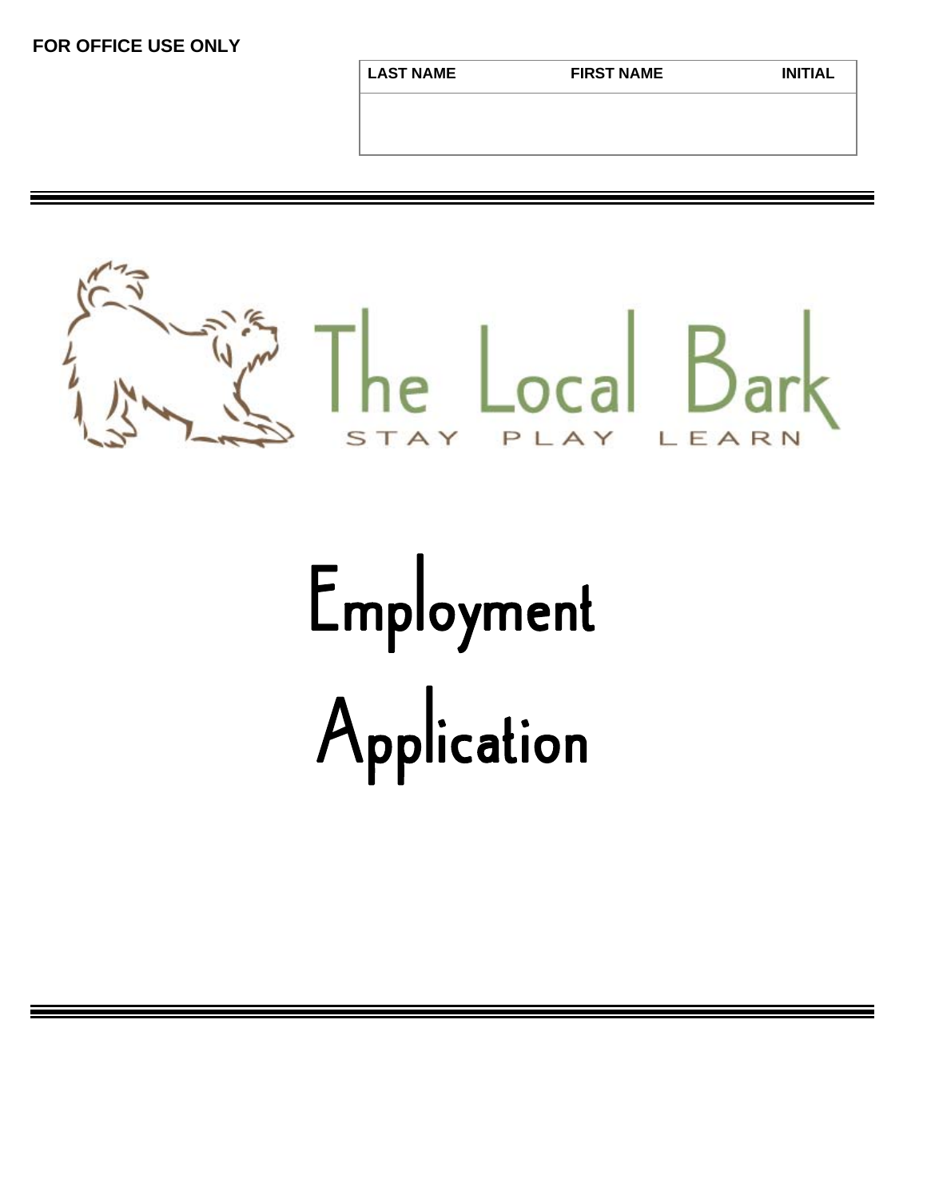**FOR OFFICE USE ONLY**

| LAST NAME | FIRST NAME | INITIAL |
| --- | --- | --- |
| | | |

The Local Bark

STAY PLAY LEARN

# Employment Application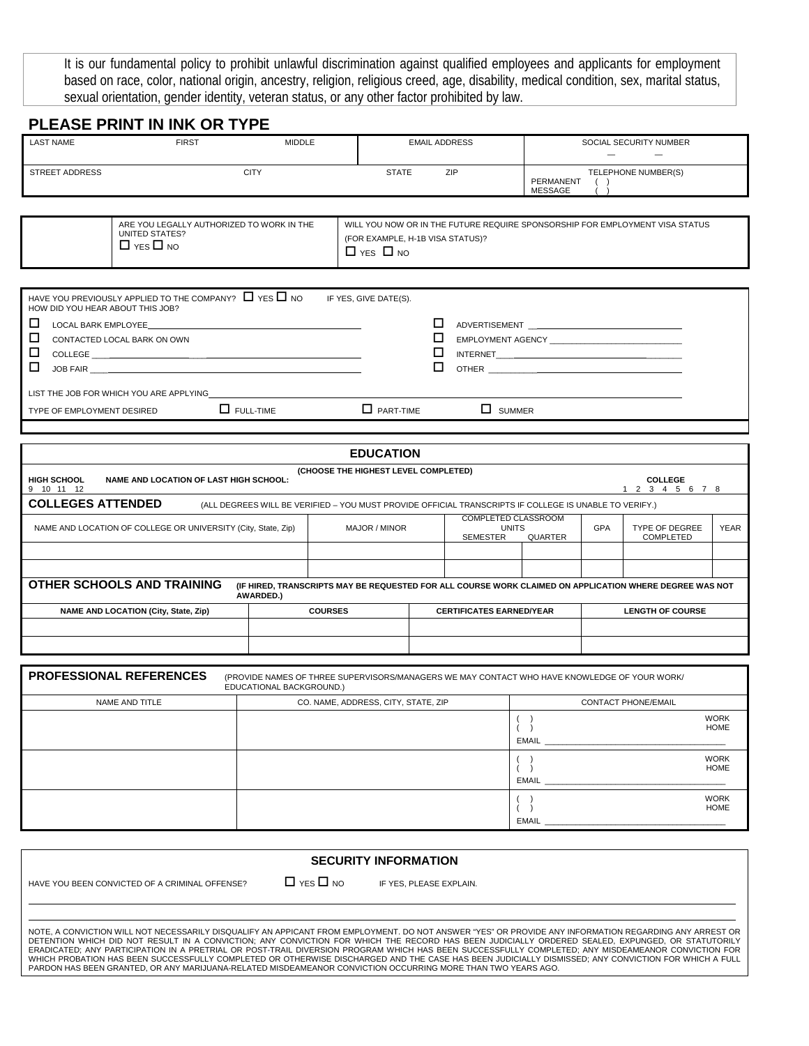It is our fundamental policy to prohibit unlawful discrimination against qualified employees and applicants for employment based on race, color, national origin, ancestry, religion, religious creed, age, disability, medical condition, sex, marital status, sexual orientation, gender identity, veteran status, or any other factor prohibited by law.

## PLEASE PRINT IN INK OR TYPE

| LAST NAME | FIRST | MIDDLE | EMAIL ADDRESS | | SOCIAL SECURITY NUMBER — — |
|---|---|---|---|---|---|
| STREET ADDRESS | | CITY | STATE | ZIP | TELEPHONE NUMBER(S) PERMANENT ( ) MESSAGE ( ) |

| | ARE YOU LEGALLY AUTHORIZED TO WORK IN THE UNITED STATES? ☐ YES ☐ NO | WILL YOU NOW OR IN THE FUTURE REQUIRE SPONSORSHIP FOR EMPLOYMENT VISA STATUS (FOR EXAMPLE, H-1B VISA STATUS)? ☐ YES ☐ NO |
|---|---|---|

HAVE YOU PREVIOUSLY APPLIED TO THE COMPANY? ☐ YES ☐ NO IF YES, GIVE DATE(S).

HOW DID YOU HEAR ABOUT THIS JOB?

- ☐ LOCAL BARK EMPLOYEE ____________________
- ☐ CONTACTED LOCAL BARK ON OWN
- ☐ COLLEGE ____________________
- ☐ JOB FAIR ____________________
- ☐ ADVERTISEMENT ____________________
- ☐ EMPLOYMENT AGENCY ____________________
- ☐ INTERNET ____________________
- ☐ OTHER ____________________

LIST THE JOB FOR WHICH YOU ARE APPLYING ____________________

TYPE OF EMPLOYMENT DESIRED ☐ FULL-TIME ☐ PART-TIME ☐ SUMMER

## EDUCATION

(CHOOSE THE HIGHEST LEVEL COMPLETED)

**HIGH SCHOOL** 9 10 11 12 **NAME AND LOCATION OF LAST HIGH SCHOOL:** **COLLEGE** 1 2 3 4 5 6 7 8

**COLLEGES ATTENDED** (ALL DEGREES WILL BE VERIFIED – YOU MUST PROVIDE OFFICIAL TRANSCRIPTS IF COLLEGE IS UNABLE TO VERIFY.)

| NAME AND LOCATION OF COLLEGE OR UNIVERSITY (City, State, Zip) | MAJOR / MINOR | COMPLETED CLASSROOM UNITS SEMESTER | QUARTER | GPA | TYPE OF DEGREE COMPLETED | YEAR |
|---|---|---|---|---|---|---|
| | | | | | | |
| | | | | | | |

**OTHER SCHOOLS AND TRAINING** (IF HIRED, TRANSCRIPTS MAY BE REQUESTED FOR ALL COURSE WORK CLAIMED ON APPLICATION WHERE DEGREE WAS NOT AWARDED.)

| NAME AND LOCATION (City, State, Zip) | COURSES | CERTIFICATES EARNED/YEAR | LENGTH OF COURSE |
|---|---|---|---|
| | | | |
| | | | |

**PROFESSIONAL REFERENCES** (PROVIDE NAMES OF THREE SUPERVISORS/MANAGERS WE MAY CONTACT WHO HAVE KNOWLEDGE OF YOUR WORK/ EDUCATIONAL BACKGROUND.)

| NAME AND TITLE | CO. NAME, ADDRESS, CITY, STATE, ZIP | CONTACT PHONE/EMAIL |
|---|---|---|
| | | ( ) WORK<br>( ) HOME<br>EMAIL ____________ |
| | | ( ) WORK<br>( ) HOME<br>EMAIL ____________ |
| | | ( ) WORK<br>( ) HOME<br>EMAIL ____________ |

## SECURITY INFORMATION

HAVE YOU BEEN CONVICTED OF A CRIMINAL OFFENSE? ☐ YES ☐ NO IF YES, PLEASE EXPLAIN.

____________________________________________

____________________________________________

NOTE, A CONVICTION WILL NOT NECESSARILY DISQUALIFY AN APPICANT FROM EMPLOYMENT. DO NOT ANSWER "YES" OR PROVIDE ANY INFORMATION REGARDING ANY ARREST OR DETENTION WHICH DID NOT RESULT IN A CONVICTION; ANY CONVICTION FOR WHICH THE RECORD HAS BEEN JUDICIALLY ORDERED SEALED, EXPUNGED, OR STATUTORILY ERADICATED; ANY PARTICIPATION IN A PRETRIAL OR POST-TRAIL DIVERSION PROGRAM WHICH HAS BEEN SUCCESSFULLY COMPLETED; ANY MISDEAMEANOR CONVICTION FOR WHICH PROBATION HAS BEEN SUCCESSFULLY COMPLETED OR OTHERWISE DISCHARGED AND THE CASE HAS BEEN JUDICIALLY DISMISSED; ANY CONVICTION FOR WHICH A FULL PARDON HAS BEEN GRANTED, OR ANY MARIJUANA-RELATED MISDEAMEANOR CONVICTION OCCURRING MORE THAN TWO YEARS AGO.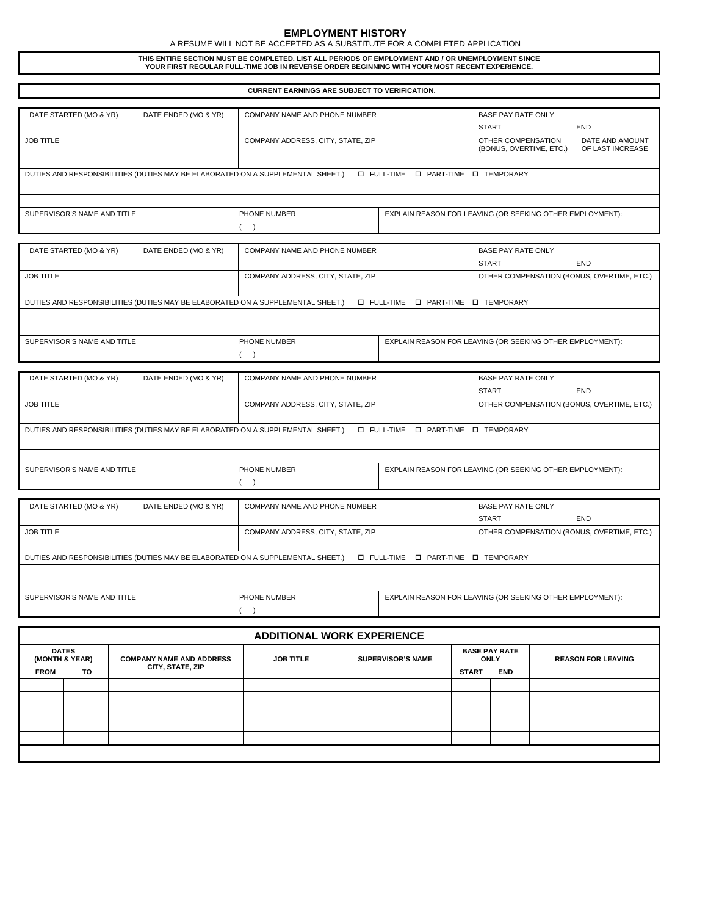# EMPLOYMENT HISTORY

A RESUME WILL NOT BE ACCEPTED AS A SUBSTITUTE FOR A COMPLETED APPLICATION

**THIS ENTIRE SECTION MUST BE COMPLETED. LIST ALL PERIODS OF EMPLOYMENT AND / OR UNEMPLOYMENT SINCE YOUR FIRST REGULAR FULL-TIME JOB IN REVERSE ORDER BEGINNING WITH YOUR MOST RECENT EXPERIENCE.**

**CURRENT EARNINGS ARE SUBJECT TO VERIFICATION.**

| DATE STARTED (MO & YR) | DATE ENDED (MO & YR) | COMPANY NAME AND PHONE NUMBER | BASE PAY RATE ONLY<br>START END |
|---|---|---|---|
| JOB TITLE | | COMPANY ADDRESS, CITY, STATE, ZIP | OTHER COMPENSATION (BONUS, OVERTIME, ETC.) DATE AND AMOUNT OF LAST INCREASE |
| DUTIES AND RESPONSIBILITIES (DUTIES MAY BE ELABORATED ON A SUPPLEMENTAL SHEET.) ☐ FULL-TIME ☐ PART-TIME ☐ TEMPORARY | | | |
| | | | |
| | | | |
| SUPERVISOR'S NAME AND TITLE | PHONE NUMBER<br>( ) | EXPLAIN REASON FOR LEAVING (OR SEEKING OTHER EMPLOYMENT): | |

| DATE STARTED (MO & YR) | DATE ENDED (MO & YR) | COMPANY NAME AND PHONE NUMBER | BASE PAY RATE ONLY<br>START END |
|---|---|---|---|
| JOB TITLE | | COMPANY ADDRESS, CITY, STATE, ZIP | OTHER COMPENSATION (BONUS, OVERTIME, ETC.) |
| DUTIES AND RESPONSIBILITIES (DUTIES MAY BE ELABORATED ON A SUPPLEMENTAL SHEET.) ☐ FULL-TIME ☐ PART-TIME ☐ TEMPORARY | | | |
| | | | |
| | | | |
| SUPERVISOR'S NAME AND TITLE | PHONE NUMBER<br>( ) | EXPLAIN REASON FOR LEAVING (OR SEEKING OTHER EMPLOYMENT): | |

| DATE STARTED (MO & YR) | DATE ENDED (MO & YR) | COMPANY NAME AND PHONE NUMBER | BASE PAY RATE ONLY<br>START END |
|---|---|---|---|
| JOB TITLE | | COMPANY ADDRESS, CITY, STATE, ZIP | OTHER COMPENSATION (BONUS, OVERTIME, ETC.) |
| DUTIES AND RESPONSIBILITIES (DUTIES MAY BE ELABORATED ON A SUPPLEMENTAL SHEET.) ☐ FULL-TIME ☐ PART-TIME ☐ TEMPORARY | | | |
| | | | |
| | | | |
| SUPERVISOR'S NAME AND TITLE | PHONE NUMBER<br>( ) | EXPLAIN REASON FOR LEAVING (OR SEEKING OTHER EMPLOYMENT): | |

| DATE STARTED (MO & YR) | DATE ENDED (MO & YR) | COMPANY NAME AND PHONE NUMBER | BASE PAY RATE ONLY<br>START END |
|---|---|---|---|
| JOB TITLE | | COMPANY ADDRESS, CITY, STATE, ZIP | OTHER COMPENSATION (BONUS, OVERTIME, ETC.) |
| DUTIES AND RESPONSIBILITIES (DUTIES MAY BE ELABORATED ON A SUPPLEMENTAL SHEET.) ☐ FULL-TIME ☐ PART-TIME ☐ TEMPORARY | | | |
| | | | |
| | | | |
| SUPERVISOR'S NAME AND TITLE | PHONE NUMBER<br>( ) | EXPLAIN REASON FOR LEAVING (OR SEEKING OTHER EMPLOYMENT): | |

## ADDITIONAL WORK EXPERIENCE

| DATES (MONTH & YEAR) | | COMPANY NAME AND ADDRESS CITY, STATE, ZIP | JOB TITLE | SUPERVISOR'S NAME | BASE PAY RATE ONLY | | REASON FOR LEAVING |
|---|---|---|---|---|---|---|---|
| FROM | TO | | | | START | END | |
| | | | | | | | |
| | | | | | | | |
| | | | | | | | |
| | | | | | | | |
| | | | | | | | |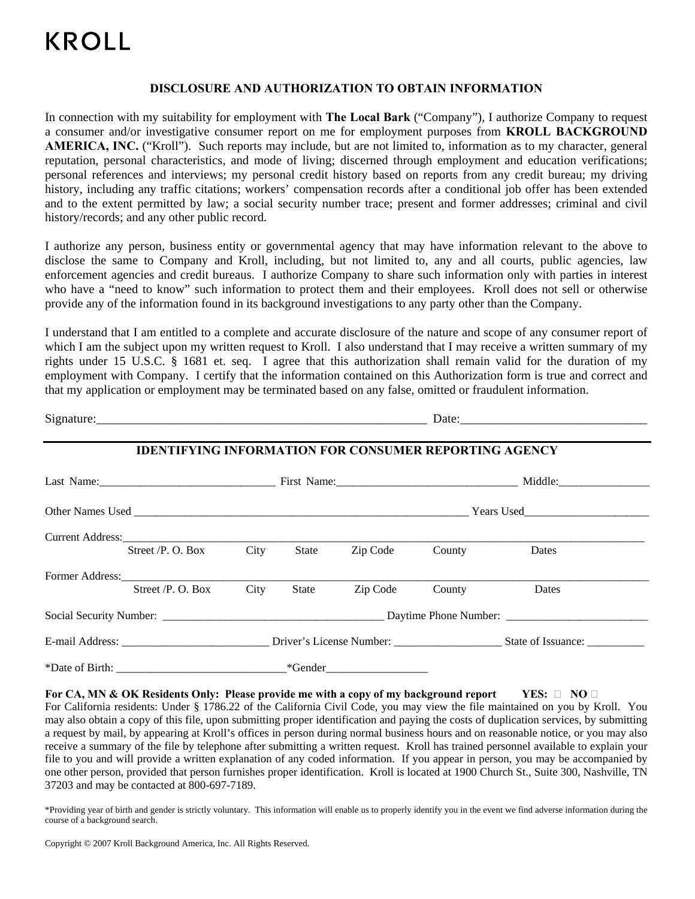KROLL

## DISCLOSURE AND AUTHORIZATION TO OBTAIN INFORMATION

In connection with my suitability for employment with **The Local Bark** ("Company"), I authorize Company to request a consumer and/or investigative consumer report on me for employment purposes from **KROLL BACKGROUND AMERICA, INC.** ("Kroll"). Such reports may include, but are not limited to, information as to my character, general reputation, personal characteristics, and mode of living; discerned through employment and education verifications; personal references and interviews; my personal credit history based on reports from any credit bureau; my driving history, including any traffic citations; workers' compensation records after a conditional job offer has been extended and to the extent permitted by law; a social security number trace; present and former addresses; criminal and civil history/records; and any other public record.

I authorize any person, business entity or governmental agency that may have information relevant to the above to disclose the same to Company and Kroll, including, but not limited to, any and all courts, public agencies, law enforcement agencies and credit bureaus. I authorize Company to share such information only with parties in interest who have a "need to know" such information to protect them and their employees. Kroll does not sell or otherwise provide any of the information found in its background investigations to any party other than the Company.

I understand that I am entitled to a complete and accurate disclosure of the nature and scope of any consumer report of which I am the subject upon my written request to Kroll. I also understand that I may receive a written summary of my rights under 15 U.S.C. § 1681 et. seq. I agree that this authorization shall remain valid for the duration of my employment with Company. I certify that the information contained on this Authorization form is true and correct and that my application or employment may be terminated based on any false, omitted or fraudulent information.

Signature:_______________________________________________________ Date:______________________________

## IDENTIFYING INFORMATION FOR CONSUMER REPORTING AGENCY

Last Name:_______________________________ First Name:________________________________ Middle:________________

Other Names Used ____________________________________________________________ Years Used______________________

Current Address:_____________________________________________________________________________________________

Street /P. O. Box   City   State   Zip Code   County   Dates

Former Address:_____________________________________________________________________________________________

Street /P. O. Box   City   State   Zip Code   County   Dates

Social Security Number: ______________________________________ Daytime Phone Number: _________________________

E-mail Address: _________________________ Driver's License Number: ___________________ State of Issuance: __________

*Date of Birth: ______________________________*Gender__________________

**For CA, MN & OK Residents Only: Please provide me with a copy of my background report YES: ☐ NO ☐**

For California residents: Under § 1786.22 of the California Civil Code, you may view the file maintained on you by Kroll. You may also obtain a copy of this file, upon submitting proper identification and paying the costs of duplication services, by submitting a request by mail, by appearing at Kroll's offices in person during normal business hours and on reasonable notice, or you may also receive a summary of the file by telephone after submitting a written request. Kroll has trained personnel available to explain your file to you and will provide a written explanation of any coded information. If you appear in person, you may be accompanied by one other person, provided that person furnishes proper identification. Kroll is located at 1900 Church St., Suite 300, Nashville, TN 37203 and may be contacted at 800-697-7189.

*Providing year of birth and gender is strictly voluntary. This information will enable us to properly identify you in the event we find adverse information during the course of a background search.

Copyright © 2007 Kroll Background America, Inc. All Rights Reserved.